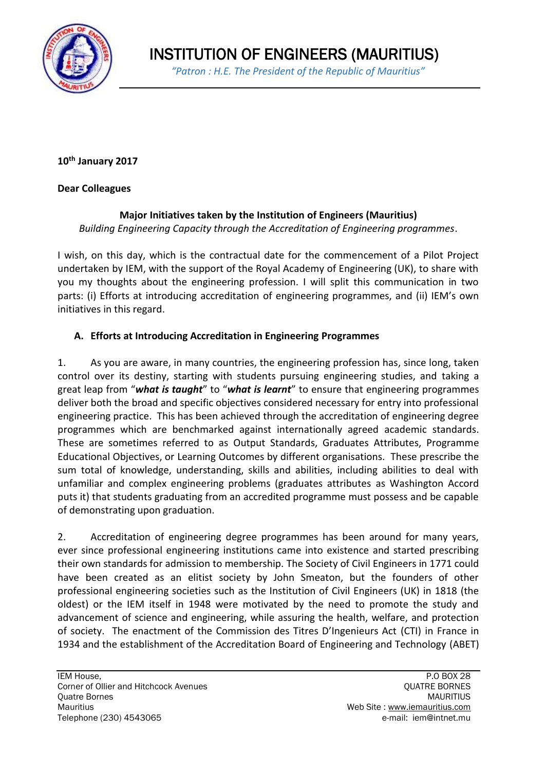# INSTITUTION OF ENGINEERS (MAURITIUS)

*"Patron : H.E. The President of the Republic of Mauritius"*

**10th January 2017**

**Dear Colleagues**

**Major Initiatives taken by the Institution of Engineers (Mauritius)**

*Building Engineering Capacity through the Accreditation of Engineering programmes*.

I wish, on this day, which is the contractual date for the commencement of a Pilot Project undertaken by IEM, with the support of the Royal Academy of Engineering (UK), to share with you my thoughts about the engineering profession. I will split this communication in two parts: (i) Efforts at introducing accreditation of engineering programmes, and (ii) IEM's own initiatives in this regard.

## A. Efforts at Introducing Accreditation in Engineering Programmes

1. As you are aware, in many countries, the engineering profession has, since long, taken control over its destiny, starting with students pursuing engineering studies, and taking a great leap from "***what is taught***" to "***what is learnt***" to ensure that engineering programmes deliver both the broad and specific objectives considered necessary for entry into professional engineering practice. This has been achieved through the accreditation of engineering degree programmes which are benchmarked against internationally agreed academic standards. These are sometimes referred to as Output Standards, Graduates Attributes, Programme Educational Objectives, or Learning Outcomes by different organisations. These prescribe the sum total of knowledge, understanding, skills and abilities, including abilities to deal with unfamiliar and complex engineering problems (graduates attributes as Washington Accord puts it) that students graduating from an accredited programme must possess and be capable of demonstrating upon graduation.

2. Accreditation of engineering degree programmes has been around for many years, ever since professional engineering institutions came into existence and started prescribing their own standards for admission to membership. The Society of Civil Engineers in 1771 could have been created as an elitist society by John Smeaton, but the founders of other professional engineering societies such as the Institution of Civil Engineers (UK) in 1818 (the oldest) or the IEM itself in 1948 were motivated by the need to promote the study and advancement of science and engineering, while assuring the health, welfare, and protection of society. The enactment of the Commission des Titres D'Ingenieurs Act (CTI) in France in 1934 and the establishment of the Accreditation Board of Engineering and Technology (ABET)

IEM House,
Corner of Ollier and Hitchcock Avenues
Quatre Bornes
Mauritius
Telephone (230) 4543065

P.O BOX 28
QUATRE BORNES
MAURITIUS
Web Site : www.iemauritius.com
e-mail: iem@intnet.mu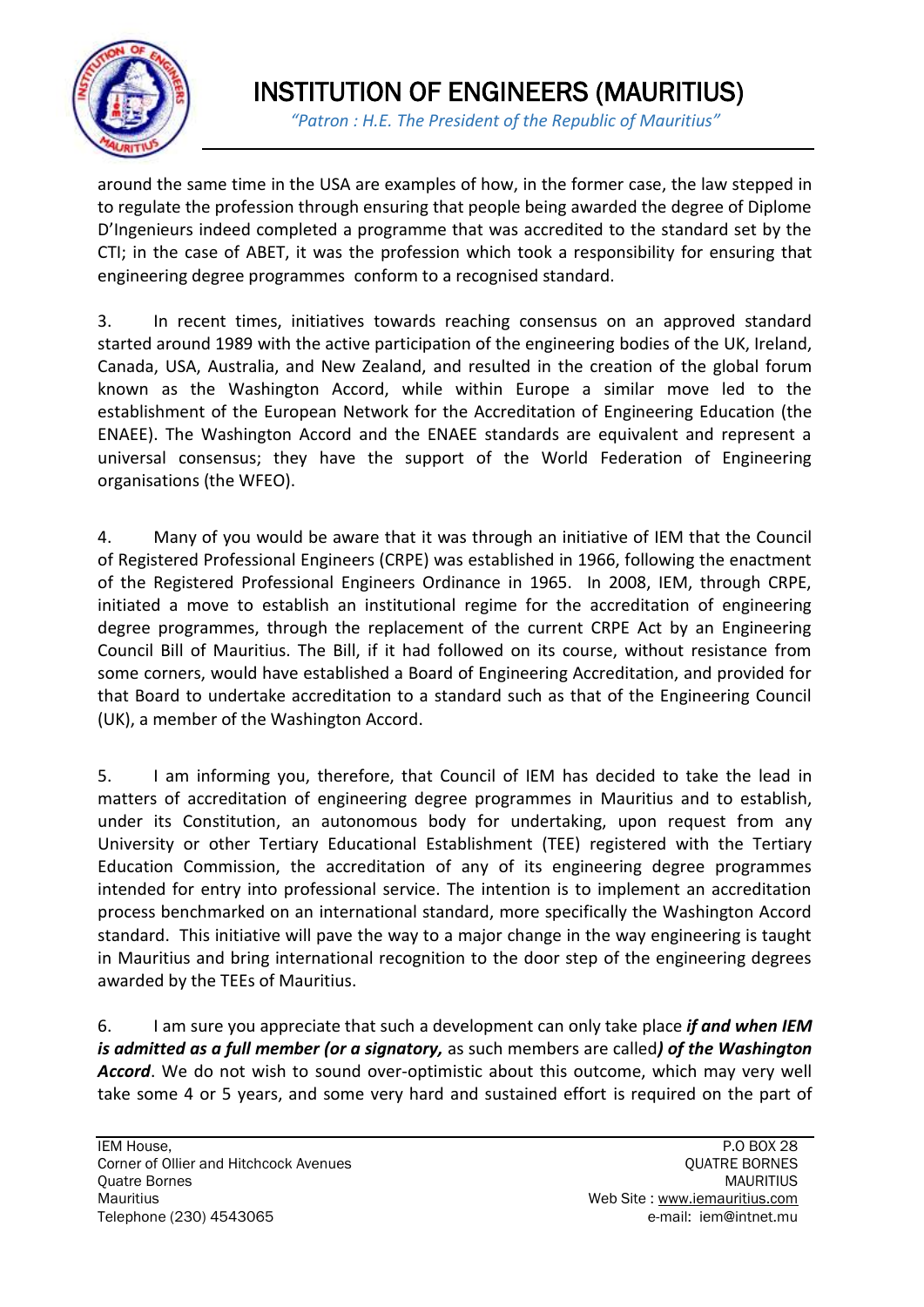around the same time in the USA are examples of how, in the former case, the law stepped in to regulate the profession through ensuring that people being awarded the degree of Diplome D'Ingenieurs indeed completed a programme that was accredited to the standard set by the CTI; in the case of ABET, it was the profession which took a responsibility for ensuring that engineering degree programmes conform to a recognised standard.

3. In recent times, initiatives towards reaching consensus on an approved standard started around 1989 with the active participation of the engineering bodies of the UK, Ireland, Canada, USA, Australia, and New Zealand, and resulted in the creation of the global forum known as the Washington Accord, while within Europe a similar move led to the establishment of the European Network for the Accreditation of Engineering Education (the ENAEE). The Washington Accord and the ENAEE standards are equivalent and represent a universal consensus; they have the support of the World Federation of Engineering organisations (the WFEO).

4. Many of you would be aware that it was through an initiative of IEM that the Council of Registered Professional Engineers (CRPE) was established in 1966, following the enactment of the Registered Professional Engineers Ordinance in 1965. In 2008, IEM, through CRPE, initiated a move to establish an institutional regime for the accreditation of engineering degree programmes, through the replacement of the current CRPE Act by an Engineering Council Bill of Mauritius. The Bill, if it had followed on its course, without resistance from some corners, would have established a Board of Engineering Accreditation, and provided for that Board to undertake accreditation to a standard such as that of the Engineering Council (UK), a member of the Washington Accord.

5. I am informing you, therefore, that Council of IEM has decided to take the lead in matters of accreditation of engineering degree programmes in Mauritius and to establish, under its Constitution, an autonomous body for undertaking, upon request from any University or other Tertiary Educational Establishment (TEE) registered with the Tertiary Education Commission, the accreditation of any of its engineering degree programmes intended for entry into professional service. The intention is to implement an accreditation process benchmarked on an international standard, more specifically the Washington Accord standard. This initiative will pave the way to a major change in the way engineering is taught in Mauritius and bring international recognition to the door step of the engineering degrees awarded by the TEEs of Mauritius.

6. I am sure you appreciate that such a development can only take place ***if and when IEM is admitted as a full member (or a signatory,*** as such members are called***) of the Washington Accord***. We do not wish to sound over-optimistic about this outcome, which may very well take some 4 or 5 years, and some very hard and sustained effort is required on the part of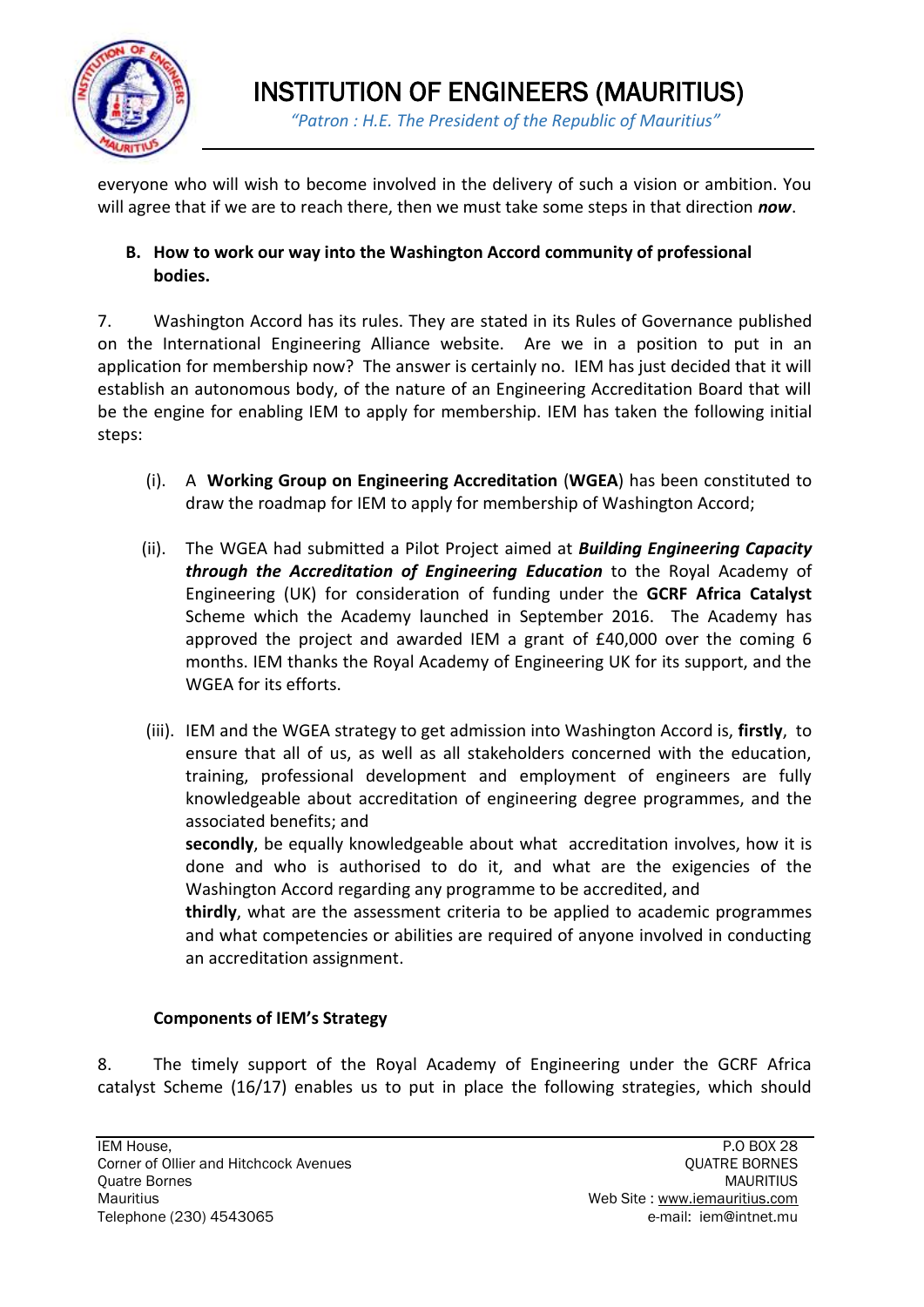everyone who will wish to become involved in the delivery of such a vision or ambition. You will agree that if we are to reach there, then we must take some steps in that direction ***now***.

**B. How to work our way into the Washington Accord community of professional bodies.**

7. Washington Accord has its rules. They are stated in its Rules of Governance published on the International Engineering Alliance website. Are we in a position to put in an application for membership now? The answer is certainly no. IEM has just decided that it will establish an autonomous body, of the nature of an Engineering Accreditation Board that will be the engine for enabling IEM to apply for membership. IEM has taken the following initial steps:

(i). A **Working Group on Engineering Accreditation** (**WGEA**) has been constituted to draw the roadmap for IEM to apply for membership of Washington Accord;

(ii). The WGEA had submitted a Pilot Project aimed at ***Building Engineering Capacity through the Accreditation of Engineering Education*** to the Royal Academy of Engineering (UK) for consideration of funding under the **GCRF Africa Catalyst** Scheme which the Academy launched in September 2016. The Academy has approved the project and awarded IEM a grant of £40,000 over the coming 6 months. IEM thanks the Royal Academy of Engineering UK for its support, and the WGEA for its efforts.

(iii). IEM and the WGEA strategy to get admission into Washington Accord is, **firstly**, to ensure that all of us, as well as all stakeholders concerned with the education, training, professional development and employment of engineers are fully knowledgeable about accreditation of engineering degree programmes, and the associated benefits; and
**secondly**, be equally knowledgeable about what accreditation involves, how it is done and who is authorised to do it, and what are the exigencies of the Washington Accord regarding any programme to be accredited, and
**thirdly**, what are the assessment criteria to be applied to academic programmes and what competencies or abilities are required of anyone involved in conducting an accreditation assignment.

**Components of IEM's Strategy**

8. The timely support of the Royal Academy of Engineering under the GCRF Africa catalyst Scheme (16/17) enables us to put in place the following strategies, which should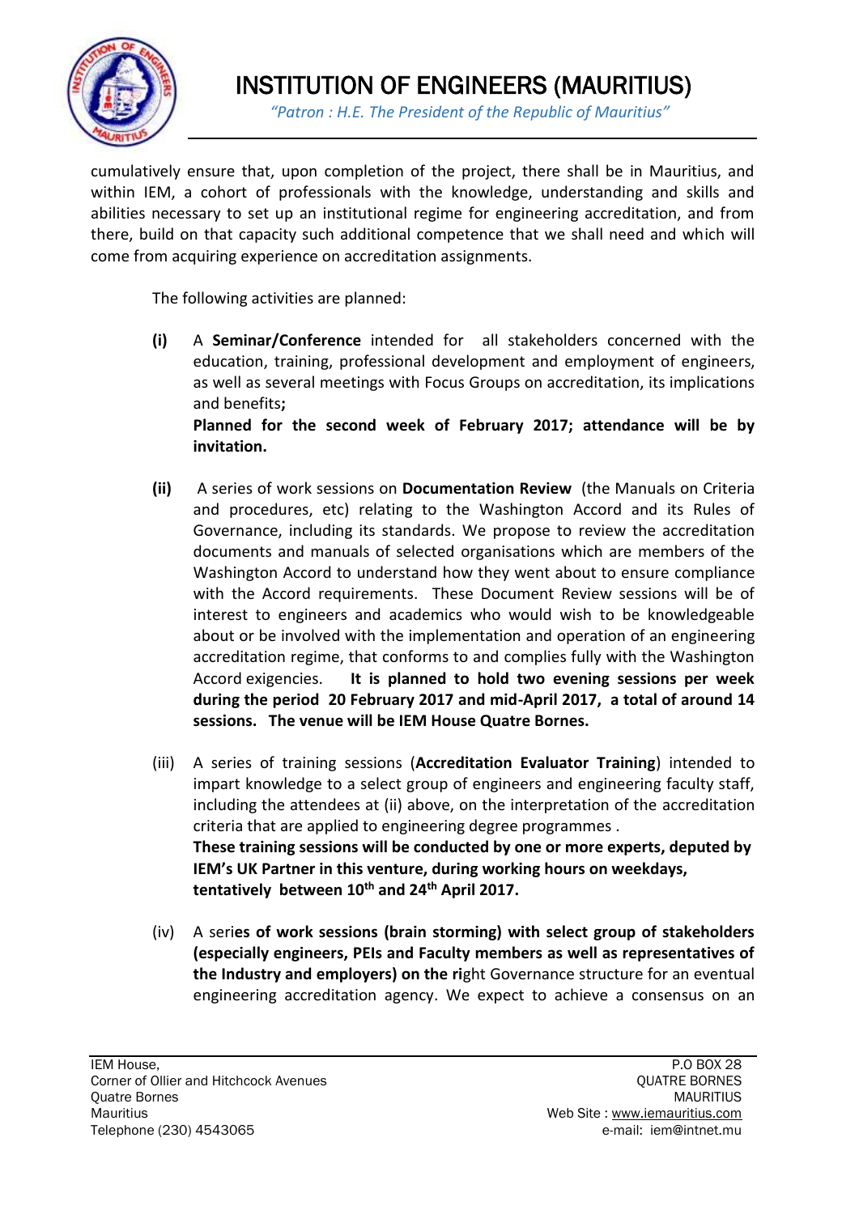cumulatively ensure that, upon completion of the project, there shall be in Mauritius, and within IEM, a cohort of professionals with the knowledge, understanding and skills and abilities necessary to set up an institutional regime for engineering accreditation, and from there, build on that capacity such additional competence that we shall need and which will come from acquiring experience on accreditation assignments.

The following activities are planned:

**(i)** A **Seminar/Conference** intended for all stakeholders concerned with the education, training, professional development and employment of engineers, as well as several meetings with Focus Groups on accreditation, its implications and benefits**;**
**Planned for the second week of February 2017; attendance will be by invitation.**

**(ii)** A series of work sessions on **Documentation Review** (the Manuals on Criteria and procedures, etc) relating to the Washington Accord and its Rules of Governance, including its standards. We propose to review the accreditation documents and manuals of selected organisations which are members of the Washington Accord to understand how they went about to ensure compliance with the Accord requirements. These Document Review sessions will be of interest to engineers and academics who would wish to be knowledgeable about or be involved with the implementation and operation of an engineering accreditation regime, that conforms to and complies fully with the Washington Accord exigencies. **It is planned to hold two evening sessions per week during the period 20 February 2017 and mid-April 2017, a total of around 14 sessions. The venue will be IEM House Quatre Bornes.**

(iii) A series of training sessions (**Accreditation Evaluator Training**) intended to impart knowledge to a select group of engineers and engineering faculty staff, including the attendees at (ii) above, on the interpretation of the accreditation criteria that are applied to engineering degree programmes .
**These training sessions will be conducted by one or more experts, deputed by IEM's UK Partner in this venture, during working hours on weekdays, tentatively between 10th and 24th April 2017.**

(iv) A seri**es of work sessions (brain storming) with select group of stakeholders (especially engineers, PEIs and Faculty members as well as representatives of the Industry and employers) on the ri**ght Governance structure for an eventual engineering accreditation agency. We expect to achieve a consensus on an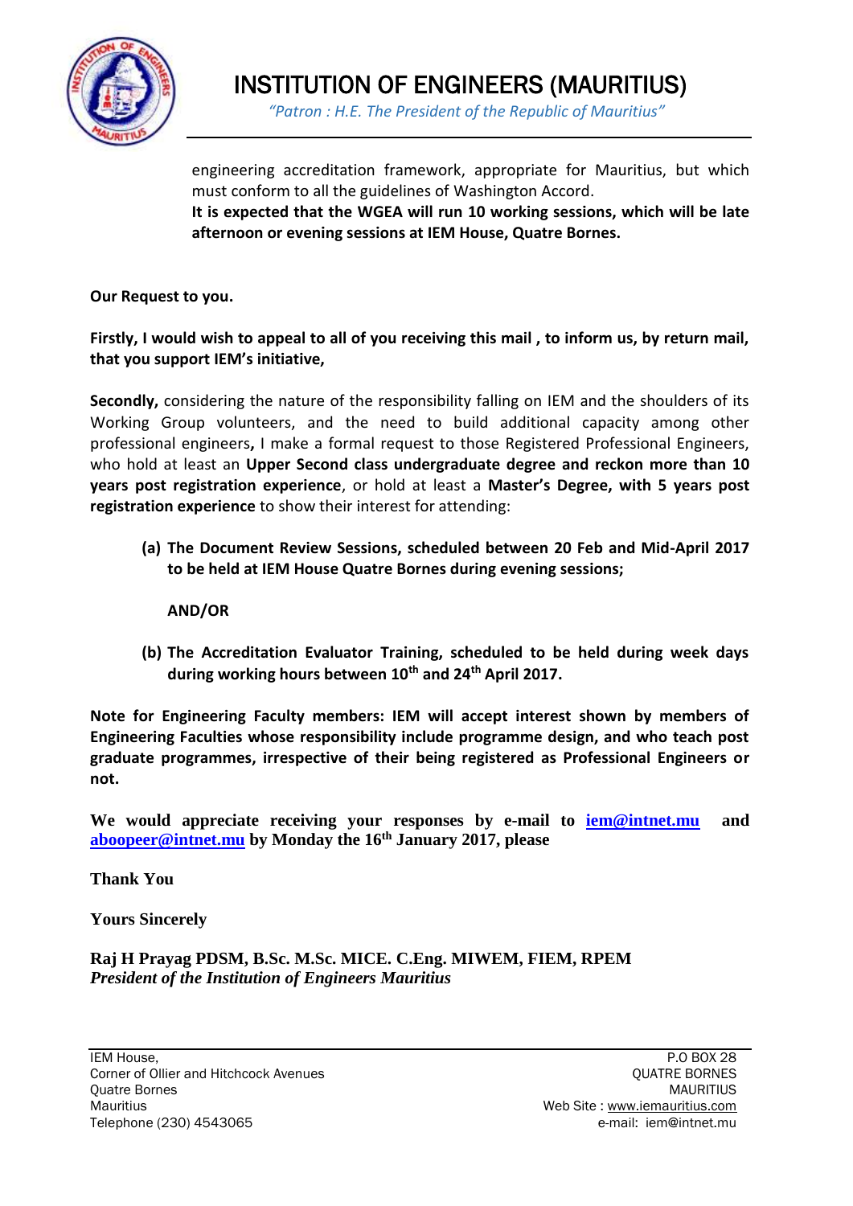engineering accreditation framework, appropriate for Mauritius, but which must conform to all the guidelines of Washington Accord.
**It is expected that the WGEA will run 10 working sessions, which will be late afternoon or evening sessions at IEM House, Quatre Bornes.**

**Our Request to you.**

**Firstly, I would wish to appeal to all of you receiving this mail , to inform us, by return mail, that you support IEM's initiative,**

**Secondly,** considering the nature of the responsibility falling on IEM and the shoulders of its Working Group volunteers, and the need to build additional capacity among other professional engineers**,** I make a formal request to those Registered Professional Engineers, who hold at least an **Upper Second class undergraduate degree and reckon more than 10 years post registration experience**, or hold at least a **Master's Degree, with 5 years post registration experience** to show their interest for attending:

**(a) The Document Review Sessions, scheduled between 20 Feb and Mid-April 2017 to be held at IEM House Quatre Bornes during evening sessions;**

**AND/OR**

**(b) The Accreditation Evaluator Training, scheduled to be held during week days during working hours between 10th and 24th April 2017.**

**Note for Engineering Faculty members: IEM will accept interest shown by members of Engineering Faculties whose responsibility include programme design, and who teach post graduate programmes, irrespective of their being registered as Professional Engineers or not.**

**We would appreciate receiving your responses by e-mail to iem@intnet.mu and aboopeer@intnet.mu by Monday the 16th January 2017, please**

**Thank You**

**Yours Sincerely**

**Raj H Prayag PDSM, B.Sc. M.Sc. MICE. C.Eng. MIWEM, FIEM, RPEM**
***President of the Institution of Engineers Mauritius***